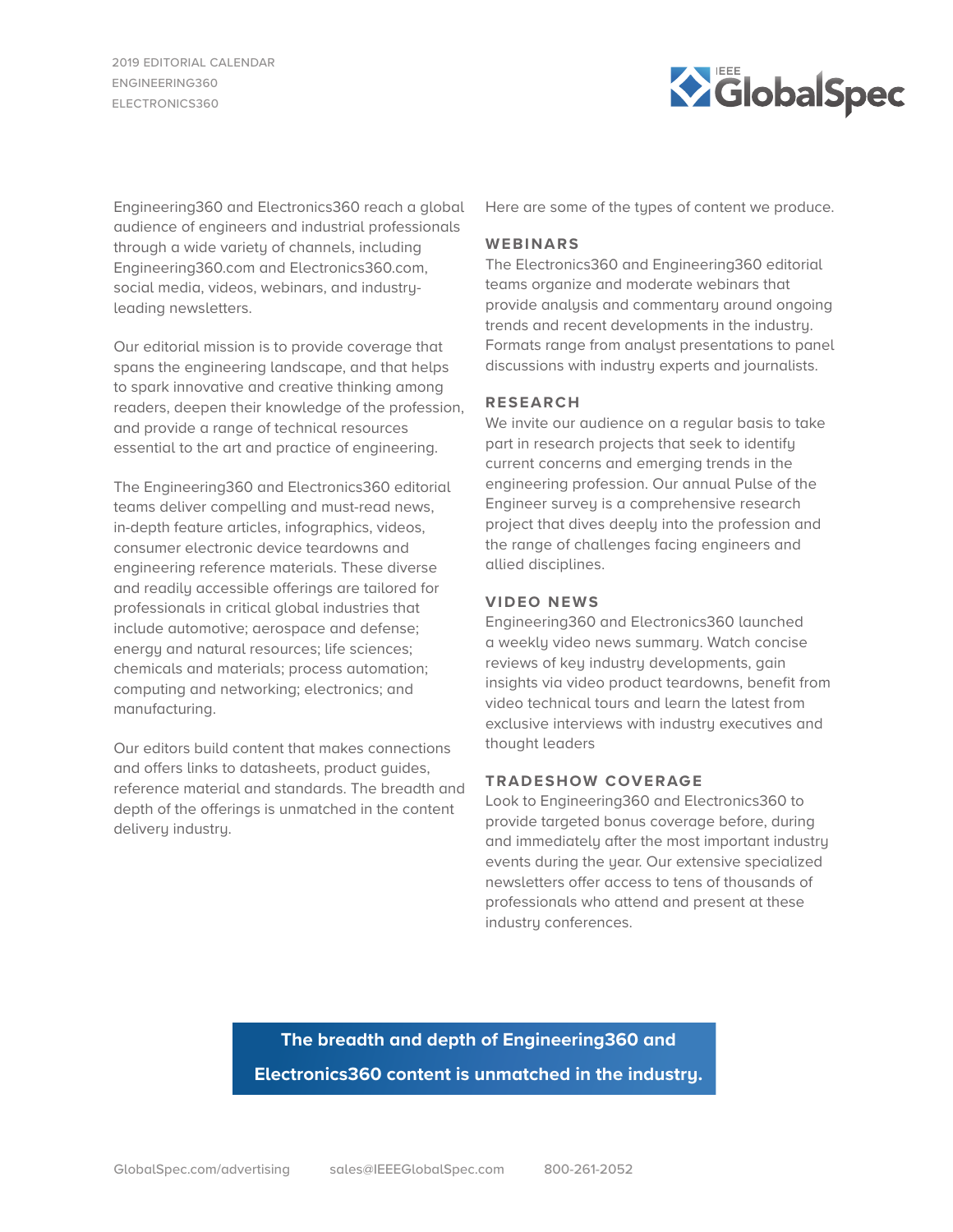2019 EDITORIAL CALENDAR
ENGINEERING360
ELECTRONICS360

Engineering360 and Electronics360 reach a global audience of engineers and industrial professionals through a wide variety of channels, including Engineering360.com and Electronics360.com, social media, videos, webinars, and industry-leading newsletters.

Our editorial mission is to provide coverage that spans the engineering landscape, and that helps to spark innovative and creative thinking among readers, deepen their knowledge of the profession, and provide a range of technical resources essential to the art and practice of engineering.

The Engineering360 and Electronics360 editorial teams deliver compelling and must-read news, in-depth feature articles, infographics, videos, consumer electronic device teardowns and engineering reference materials. These diverse and readily accessible offerings are tailored for professionals in critical global industries that include automotive; aerospace and defense; energy and natural resources; life sciences; chemicals and materials; process automation; computing and networking; electronics; and manufacturing.

Our editors build content that makes connections and offers links to datasheets, product guides, reference material and standards. The breadth and depth of the offerings is unmatched in the content delivery industry.

Here are some of the types of content we produce.

## WEBINARS

The Electronics360 and Engineering360 editorial teams organize and moderate webinars that provide analysis and commentary around ongoing trends and recent developments in the industry. Formats range from analyst presentations to panel discussions with industry experts and journalists.

## RESEARCH

We invite our audience on a regular basis to take part in research projects that seek to identify current concerns and emerging trends in the engineering profession. Our annual Pulse of the Engineer survey is a comprehensive research project that dives deeply into the profession and the range of challenges facing engineers and allied disciplines.

## VIDEO NEWS

Engineering360 and Electronics360 launched a weekly video news summary. Watch concise reviews of key industry developments, gain insights via video product teardowns, benefit from video technical tours and learn the latest from exclusive interviews with industry executives and thought leaders

## TRADESHOW COVERAGE

Look to Engineering360 and Electronics360 to provide targeted bonus coverage before, during and immediately after the most important industry events during the year. Our extensive specialized newsletters offer access to tens of thousands of professionals who attend and present at these industry conferences.

**The breadth and depth of Engineering360 and Electronics360 content is unmatched in the industry.**

GlobalSpec.com/advertising  sales@IEEEGlobalSpec.com  800-261-2052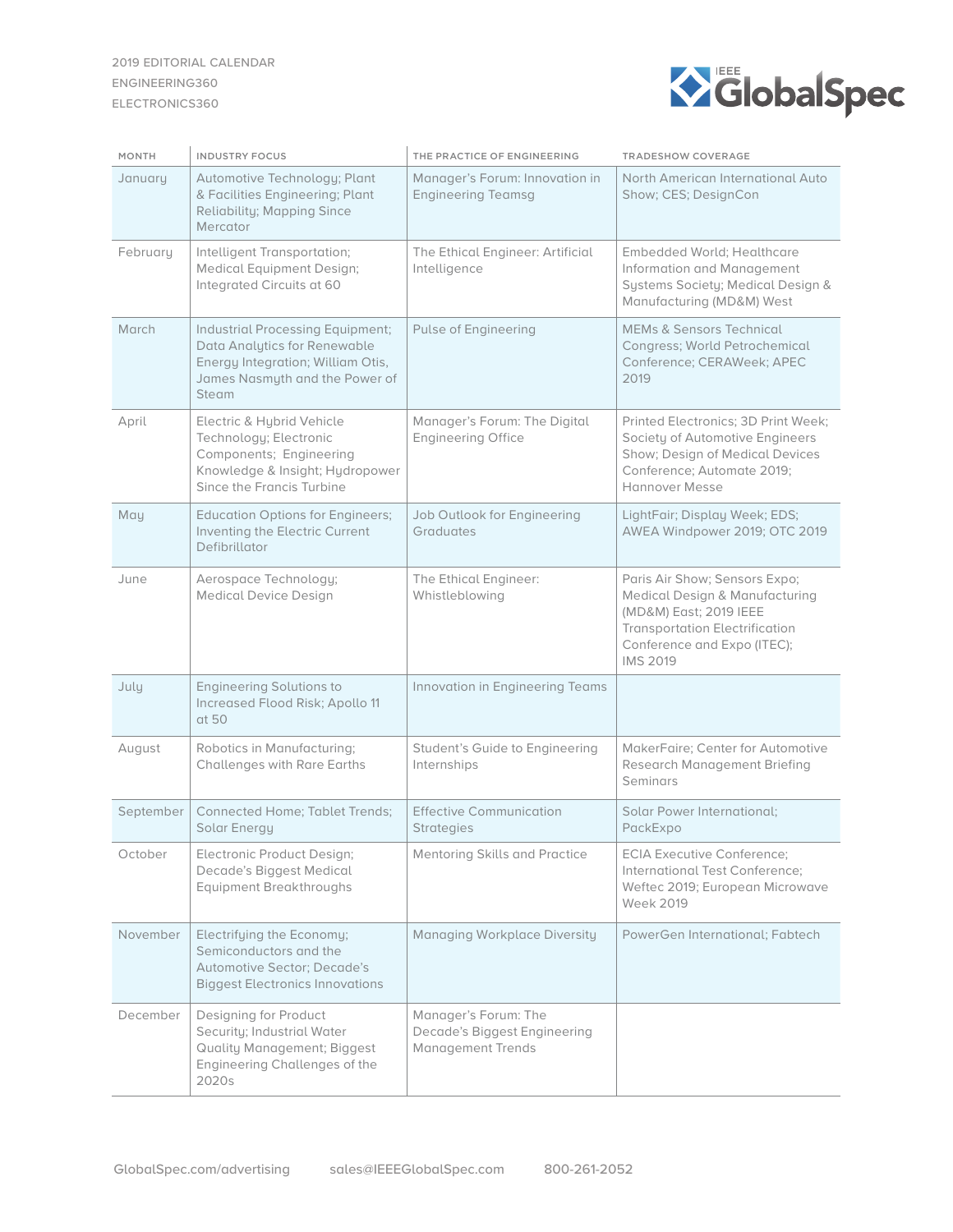2019 EDITORIAL CALENDAR
ENGINEERING360
ELECTRONICS360

IEEE GlobalSpec

| MONTH | INDUSTRY FOCUS | THE PRACTICE OF ENGINEERING | TRADESHOW COVERAGE |
|---|---|---|---|
| January | Automotive Technology; Plant & Facilities Engineering; Plant Reliability; Mapping Since Mercator | Manager's Forum: Innovation in Engineering Teamsg | North American International Auto Show; CES; DesignCon |
| February | Intelligent Transportation; Medical Equipment Design; Integrated Circuits at 60 | The Ethical Engineer: Artificial Intelligence | Embedded World; Healthcare Information and Management Systems Society; Medical Design & Manufacturing (MD&M) West |
| March | Industrial Processing Equipment; Data Analytics for Renewable Energy Integration; William Otis, James Nasmyth and the Power of Steam | Pulse of Engineering | MEMs & Sensors Technical Congress; World Petrochemical Conference; CERAWeek; APEC 2019 |
| April | Electric & Hybrid Vehicle Technology; Electronic Components; Engineering Knowledge & Insight; Hydropower Since the Francis Turbine | Manager's Forum: The Digital Engineering Office | Printed Electronics; 3D Print Week; Society of Automotive Engineers Show; Design of Medical Devices Conference; Automate 2019; Hannover Messe |
| May | Education Options for Engineers; Inventing the Electric Current Defibrillator | Job Outlook for Engineering Graduates | LightFair; Display Week; EDS; AWEA Windpower 2019; OTC 2019 |
| June | Aerospace Technology; Medical Device Design | The Ethical Engineer: Whistleblowing | Paris Air Show; Sensors Expo; Medical Design & Manufacturing (MD&M) East; 2019 IEEE Transportation Electrification Conference and Expo (ITEC); IMS 2019 |
| July | Engineering Solutions to Increased Flood Risk; Apollo 11 at 50 | Innovation in Engineering Teams | |
| August | Robotics in Manufacturing; Challenges with Rare Earths | Student's Guide to Engineering Internships | MakerFaire; Center for Automotive Research Management Briefing Seminars |
| September | Connected Home; Tablet Trends; Solar Energy | Effective Communication Strategies | Solar Power International; PackExpo |
| October | Electronic Product Design; Decade's Biggest Medical Equipment Breakthroughs | Mentoring Skills and Practice | ECIA Executive Conference; International Test Conference; Weftec 2019; European Microwave Week 2019 |
| November | Electrifying the Economy; Semiconductors and the Automotive Sector; Decade's Biggest Electronics Innovations | Managing Workplace Diversity | PowerGen International; Fabtech |
| December | Designing for Product Security; Industrial Water Quality Management; Biggest Engineering Challenges of the 2020s | Manager's Forum: The Decade's Biggest Engineering Management Trends | |

GlobalSpec.com/advertising sales@IEEEGlobalSpec.com 800-261-2052